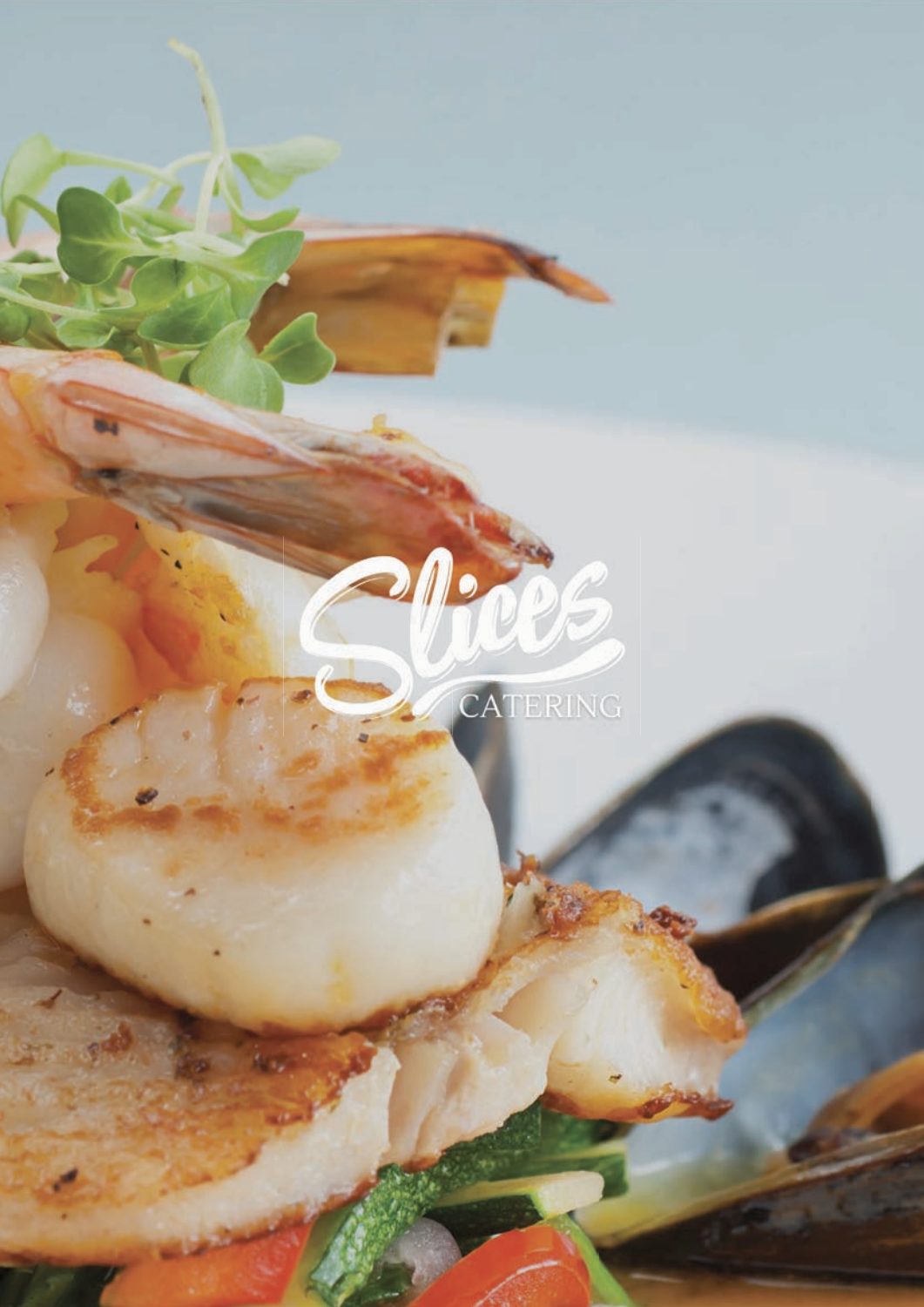# Slices

CATERING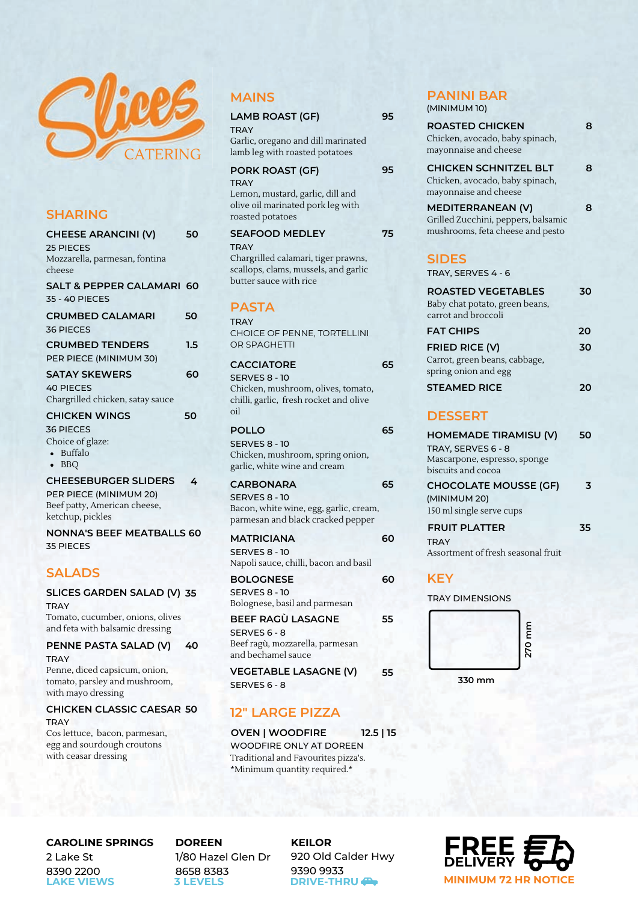# Slices CATERING

## SHARING

**CHEESE ARANCINI (V)** 50
25 PIECES
Mozzarella, parmesan, fontina cheese

**SALT & PEPPER CALAMARI** 60
35 - 40 PIECES

**CRUMBED CALAMARI** 50
36 PIECES

**CRUMBED TENDERS** 1.5
PER PIECE (MINIMUM 30)

**SATAY SKEWERS** 60
40 PIECES
Chargrilled chicken, satay sauce

**CHICKEN WINGS** 50
36 PIECES
Choice of glaze:
- Buffalo
- BBQ

**CHEESEBURGER SLIDERS** 4
PER PIECE (MINIMUM 20)
Beef patty, American cheese, ketchup, pickles

**NONNA'S BEEF MEATBALLS** 60
35 PIECES

## SALADS

**SLICES GARDEN SALAD (V)** 35
TRAY
Tomato, cucumber, onions, olives and feta with balsamic dressing

**PENNE PASTA SALAD (V)** 40
TRAY
Penne, diced capsicum, onion, tomato, parsley and mushroom, with mayo dressing

**CHICKEN CLASSIC CAESAR** 50
TRAY
Cos lettuce, bacon, parmesan, egg and sourdough croutons with ceasar dressing

## MAINS

**LAMB ROAST (GF)** 95
TRAY
Garlic, oregano and dill marinated lamb leg with roasted potatoes

**PORK ROAST (GF)** 95
TRAY
Lemon, mustard, garlic, dill and olive oil marinated pork leg with roasted potatoes

**SEAFOOD MEDLEY** 75
TRAY
Chargrilled calamari, tiger prawns, scallops, clams, mussels, and garlic butter sauce with rice

## PASTA

TRAY
CHOICE OF PENNE, TORTELLINI OR SPAGHETTI

**CACCIATORE** 65
SERVES 8 - 10
Chicken, mushroom, olives, tomato, chilli, garlic, fresh rocket and olive oil

**POLLO** 65
SERVES 8 - 10
Chicken, mushroom, spring onion, garlic, white wine and cream

**CARBONARA** 65
SERVES 8 - 10
Bacon, white wine, egg, garlic, cream, parmesan and black cracked pepper

**MATRICIANA** 60
SERVES 8 - 10
Napoli sauce, chilli, bacon and basil

**BOLOGNESE** 60
SERVES 8 - 10
Bolognese, basil and parmesan

**BEEF RAGÙ LASAGNE** 55
SERVES 6 - 8
Beef ragù, mozzarella, parmesan and bechamel sauce

**VEGETABLE LASAGNE (V)** 55
SERVES 6 - 8

## 12" LARGE PIZZA

**OVEN | WOODFIRE** 12.5 | 15
WOODFIRE ONLY AT DOREEN
Traditional and Favourites pizza's.
*Minimum quantity required.*

## PANINI BAR

(MINIMUM 10)

**ROASTED CHICKEN** 8
Chicken, avocado, baby spinach, mayonnaise and cheese

**CHICKEN SCHNITZEL BLT** 8
Chicken, avocado, baby spinach, mayonnaise and cheese

**MEDITERRANEAN (V)** 8
Grilled Zucchini, peppers, balsamic mushrooms, feta cheese and pesto

## SIDES

TRAY, SERVES 4 - 6

**ROASTED VEGETABLES** 30
Baby chat potato, green beans, carrot and broccoli

**FAT CHIPS** 20

**FRIED RICE (V)** 30
Carrot, green beans, cabbage, spring onion and egg

**STEAMED RICE** 20

## DESSERT

**HOMEMADE TIRAMISU (V)** 50
TRAY, SERVES 6 - 8
Mascarpone, espresso, sponge biscuits and cocoa

**CHOCOLATE MOUSSE (GF)** 3
(MINIMUM 20)
150 ml single serve cups

**FRUIT PLATTER** 35
TRAY
Assortment of fresh seasonal fruit

## KEY

TRAY DIMENSIONS

270 mm

330 mm

---

**CAROLINE SPRINGS**
2 Lake St
8390 2200
LAKE VIEWS

**DOREEN**
1/80 Hazel Glen Dr
8658 8383
3 LEVELS

**KEILOR**
920 Old Calder Hwy
9390 9933
DRIVE-THRU

**FREE DELIVERY**
MINIMUM 72 HR NOTICE